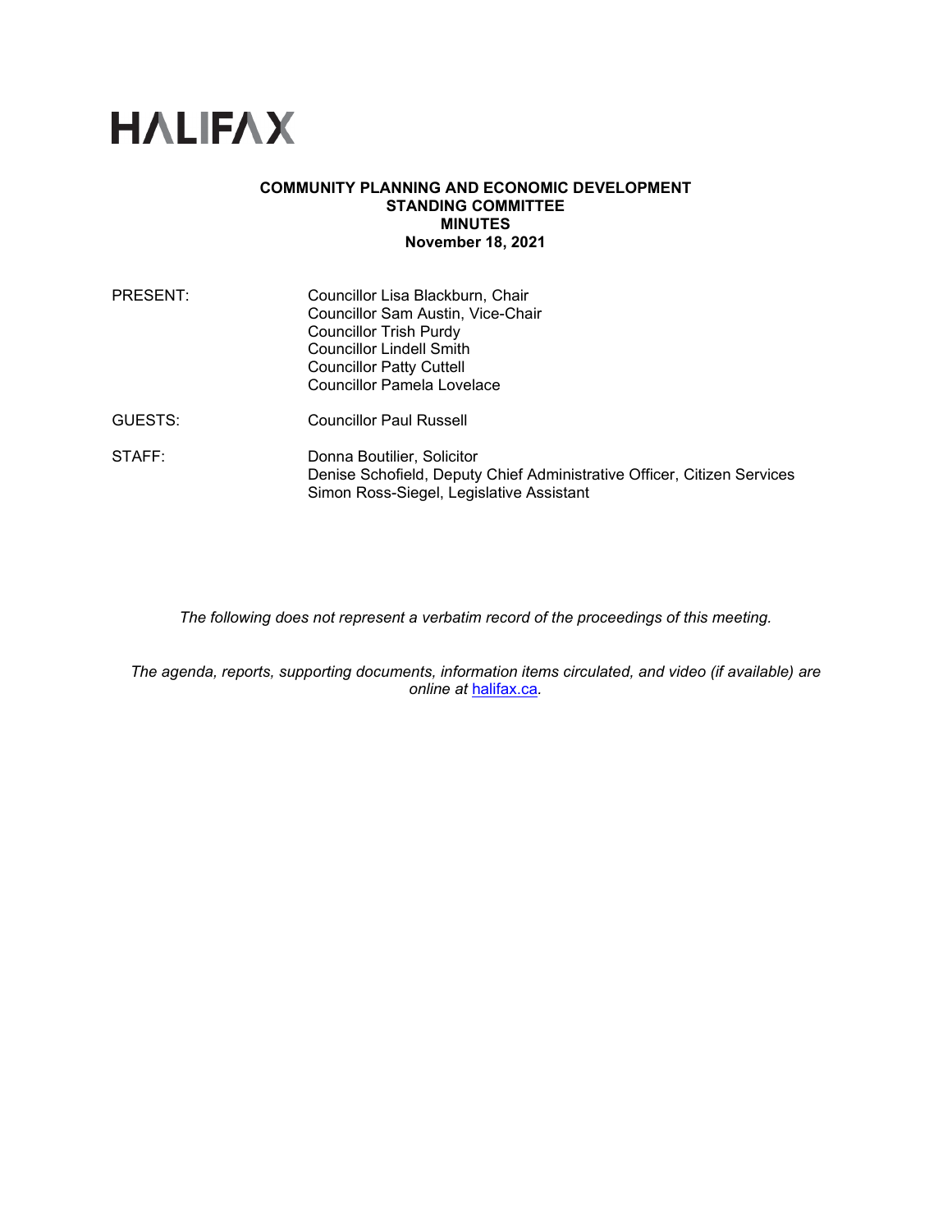# HALIFAX

**COMMUNITY PLANNING AND ECONOMIC DEVELOPMENT STANDING COMMITTEE MINUTES**
**November 18, 2021**

| | |
|---|---|
| PRESENT: | Councillor Lisa Blackburn, Chair<br>Councillor Sam Austin, Vice-Chair<br>Councillor Trish Purdy<br>Councillor Lindell Smith<br>Councillor Patty Cuttell<br>Councillor Pamela Lovelace |
| GUESTS: | Councillor Paul Russell |
| STAFF: | Donna Boutilier, Solicitor<br>Denise Schofield, Deputy Chief Administrative Officer, Citizen Services<br>Simon Ross-Siegel, Legislative Assistant |

*The following does not represent a verbatim record of the proceedings of this meeting.*

*The agenda, reports, supporting documents, information items circulated, and video (if available) are online at halifax.ca.*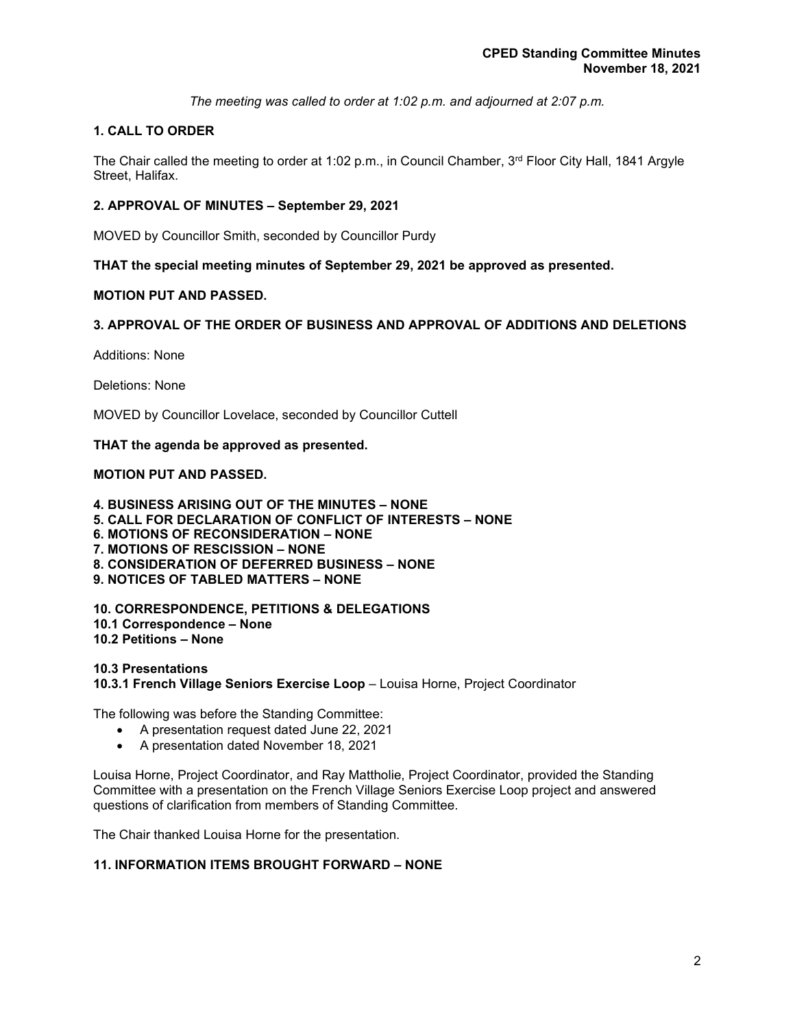*The meeting was called to order at 1:02 p.m. and adjourned at 2:07 p.m.*

## 1. CALL TO ORDER

The Chair called the meeting to order at 1:02 p.m., in Council Chamber, 3rd Floor City Hall, 1841 Argyle Street, Halifax.

## 2. APPROVAL OF MINUTES – September 29, 2021

MOVED by Councillor Smith, seconded by Councillor Purdy

**THAT the special meeting minutes of September 29, 2021 be approved as presented.**

**MOTION PUT AND PASSED.**

## 3. APPROVAL OF THE ORDER OF BUSINESS AND APPROVAL OF ADDITIONS AND DELETIONS

Additions: None

Deletions: None

MOVED by Councillor Lovelace, seconded by Councillor Cuttell

**THAT the agenda be approved as presented.**

**MOTION PUT AND PASSED.**

**4. BUSINESS ARISING OUT OF THE MINUTES – NONE**
**5. CALL FOR DECLARATION OF CONFLICT OF INTERESTS – NONE**
**6. MOTIONS OF RECONSIDERATION – NONE**
**7. MOTIONS OF RESCISSION – NONE**
**8. CONSIDERATION OF DEFERRED BUSINESS – NONE**
**9. NOTICES OF TABLED MATTERS – NONE**

**10. CORRESPONDENCE, PETITIONS & DELEGATIONS**
**10.1 Correspondence – None**
**10.2 Petitions – None**

**10.3 Presentations**
**10.3.1 French Village Seniors Exercise Loop** – Louisa Horne, Project Coordinator

The following was before the Standing Committee:

- A presentation request dated June 22, 2021
- A presentation dated November 18, 2021

Louisa Horne, Project Coordinator, and Ray Mattholie, Project Coordinator, provided the Standing Committee with a presentation on the French Village Seniors Exercise Loop project and answered questions of clarification from members of Standing Committee.

The Chair thanked Louisa Horne for the presentation.

## 11. INFORMATION ITEMS BROUGHT FORWARD – NONE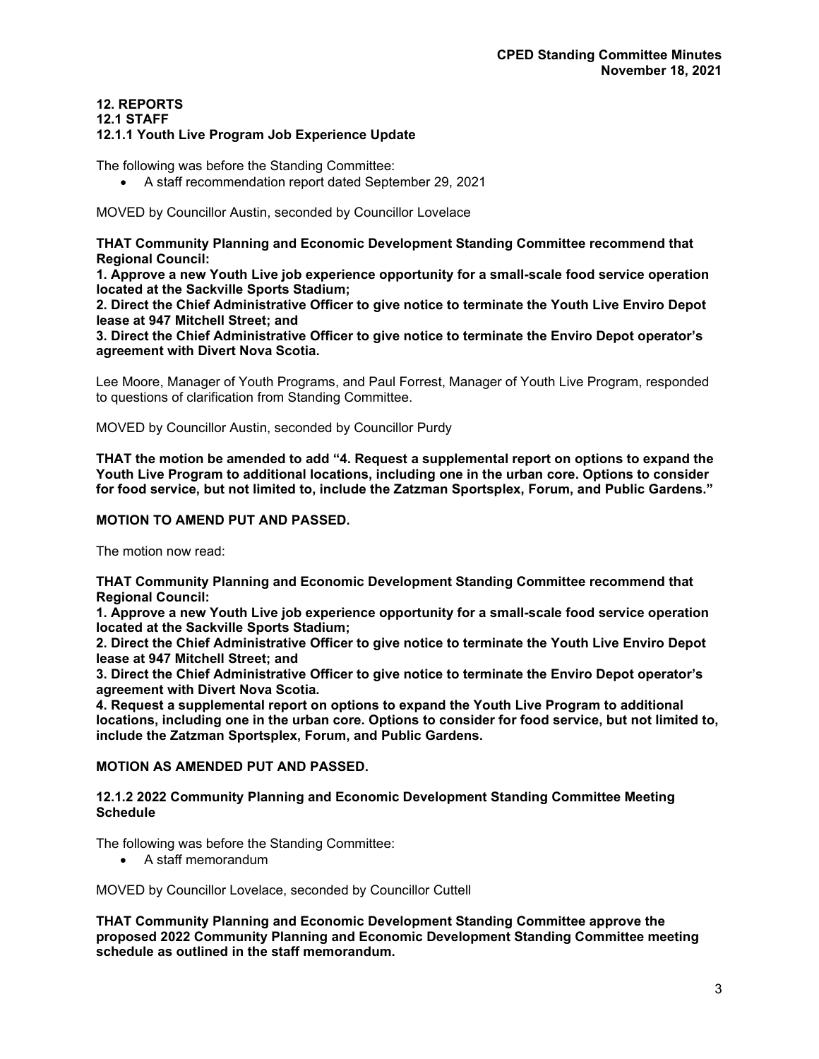### 12. REPORTS
### 12.1 STAFF
### 12.1.1 Youth Live Program Job Experience Update

The following was before the Standing Committee:

- A staff recommendation report dated September 29, 2021

MOVED by Councillor Austin, seconded by Councillor Lovelace

**THAT Community Planning and Economic Development Standing Committee recommend that Regional Council:**
**1. Approve a new Youth Live job experience opportunity for a small-scale food service operation located at the Sackville Sports Stadium;**
**2. Direct the Chief Administrative Officer to give notice to terminate the Youth Live Enviro Depot lease at 947 Mitchell Street; and**
**3. Direct the Chief Administrative Officer to give notice to terminate the Enviro Depot operator's agreement with Divert Nova Scotia.**

Lee Moore, Manager of Youth Programs, and Paul Forrest, Manager of Youth Live Program, responded to questions of clarification from Standing Committee.

MOVED by Councillor Austin, seconded by Councillor Purdy

**THAT the motion be amended to add "4. Request a supplemental report on options to expand the Youth Live Program to additional locations, including one in the urban core. Options to consider for food service, but not limited to, include the Zatzman Sportsplex, Forum, and Public Gardens."**

**MOTION TO AMEND PUT AND PASSED.**

The motion now read:

**THAT Community Planning and Economic Development Standing Committee recommend that Regional Council:**
**1. Approve a new Youth Live job experience opportunity for a small-scale food service operation located at the Sackville Sports Stadium;**
**2. Direct the Chief Administrative Officer to give notice to terminate the Youth Live Enviro Depot lease at 947 Mitchell Street; and**
**3. Direct the Chief Administrative Officer to give notice to terminate the Enviro Depot operator's agreement with Divert Nova Scotia.**
**4. Request a supplemental report on options to expand the Youth Live Program to additional locations, including one in the urban core. Options to consider for food service, but not limited to, include the Zatzman Sportsplex, Forum, and Public Gardens.**

**MOTION AS AMENDED PUT AND PASSED.**

### 12.1.2 2022 Community Planning and Economic Development Standing Committee Meeting Schedule

The following was before the Standing Committee:

- A staff memorandum

MOVED by Councillor Lovelace, seconded by Councillor Cuttell

**THAT Community Planning and Economic Development Standing Committee approve the proposed 2022 Community Planning and Economic Development Standing Committee meeting schedule as outlined in the staff memorandum.**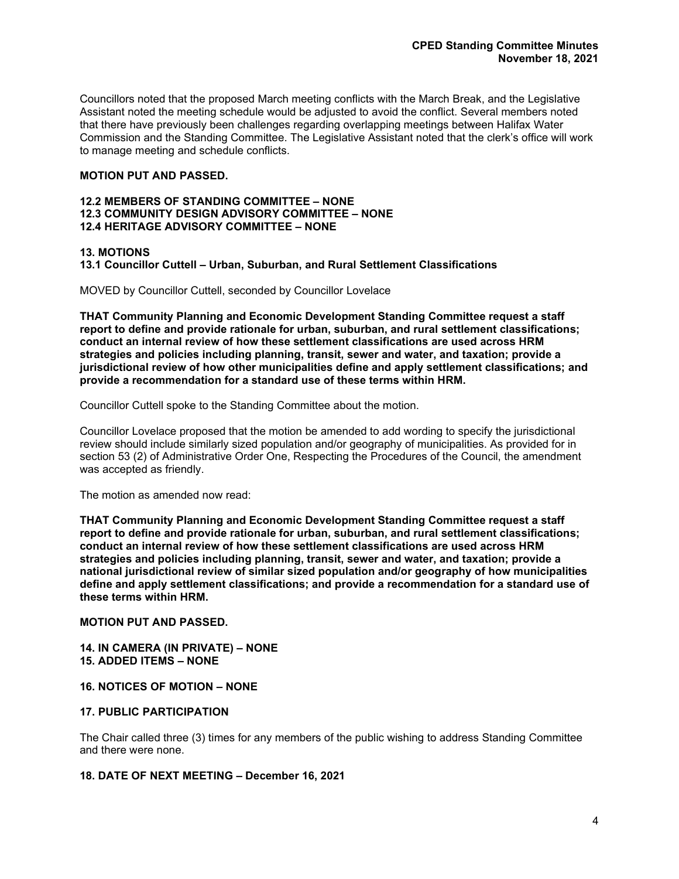Councillors noted that the proposed March meeting conflicts with the March Break, and the Legislative Assistant noted the meeting schedule would be adjusted to avoid the conflict. Several members noted that there have previously been challenges regarding overlapping meetings between Halifax Water Commission and the Standing Committee. The Legislative Assistant noted that the clerk's office will work to manage meeting and schedule conflicts.

**MOTION PUT AND PASSED.**

**12.2 MEMBERS OF STANDING COMMITTEE – NONE**
**12.3 COMMUNITY DESIGN ADVISORY COMMITTEE – NONE**
**12.4 HERITAGE ADVISORY COMMITTEE – NONE**

**13. MOTIONS**
**13.1 Councillor Cuttell – Urban, Suburban, and Rural Settlement Classifications**

MOVED by Councillor Cuttell, seconded by Councillor Lovelace

**THAT Community Planning and Economic Development Standing Committee request a staff report to define and provide rationale for urban, suburban, and rural settlement classifications; conduct an internal review of how these settlement classifications are used across HRM strategies and policies including planning, transit, sewer and water, and taxation; provide a jurisdictional review of how other municipalities define and apply settlement classifications; and provide a recommendation for a standard use of these terms within HRM.**

Councillor Cuttell spoke to the Standing Committee about the motion.

Councillor Lovelace proposed that the motion be amended to add wording to specify the jurisdictional review should include similarly sized population and/or geography of municipalities. As provided for in section 53 (2) of Administrative Order One, Respecting the Procedures of the Council, the amendment was accepted as friendly.

The motion as amended now read:

**THAT Community Planning and Economic Development Standing Committee request a staff report to define and provide rationale for urban, suburban, and rural settlement classifications; conduct an internal review of how these settlement classifications are used across HRM strategies and policies including planning, transit, sewer and water, and taxation; provide a national jurisdictional review of similar sized population and/or geography of how municipalities define and apply settlement classifications; and provide a recommendation for a standard use of these terms within HRM.**

**MOTION PUT AND PASSED.**

**14. IN CAMERA (IN PRIVATE) – NONE**
**15. ADDED ITEMS – NONE**

**16. NOTICES OF MOTION – NONE**

**17. PUBLIC PARTICIPATION**

The Chair called three (3) times for any members of the public wishing to address Standing Committee and there were none.

**18. DATE OF NEXT MEETING – December 16, 2021**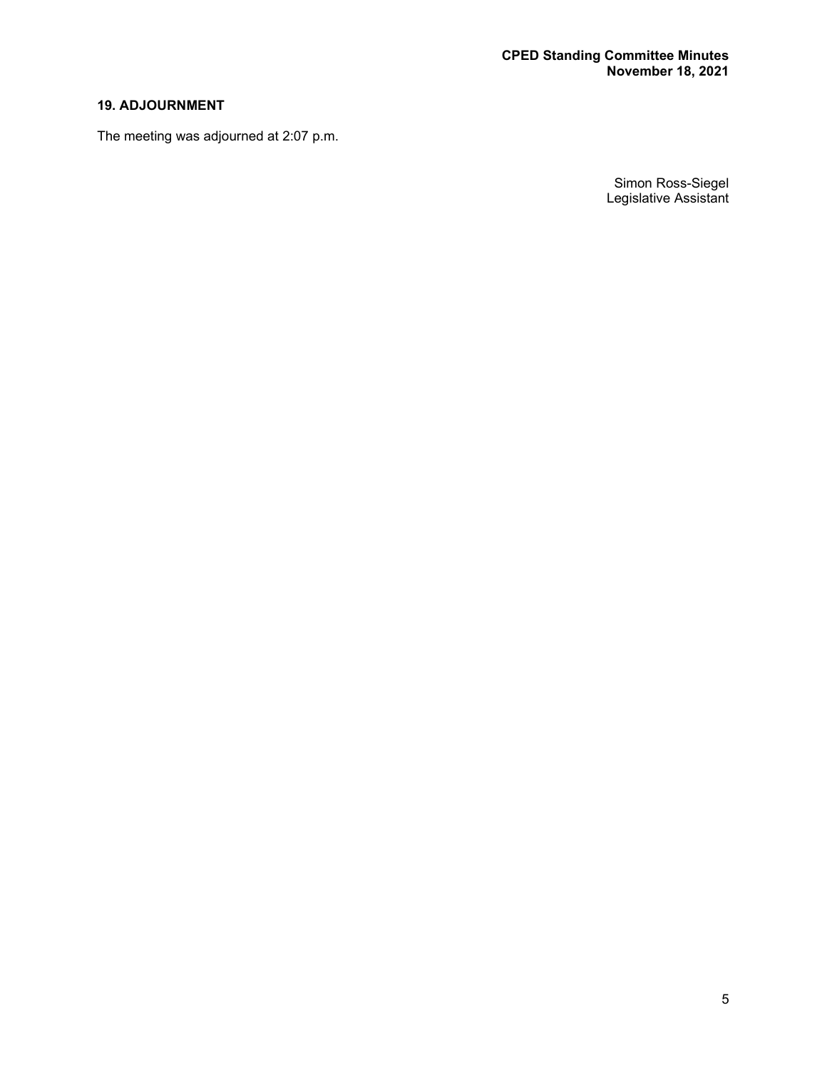**19. ADJOURNMENT**

The meeting was adjourned at 2:07 p.m.

Simon Ross-Siegel
Legislative Assistant